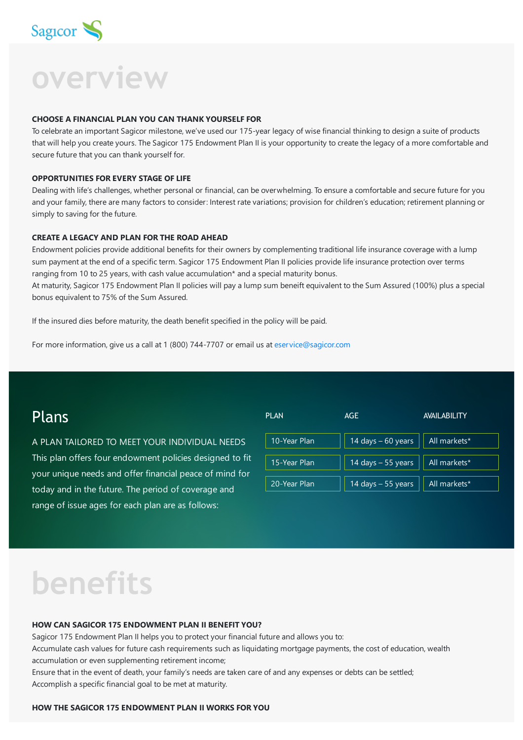Sagicor

# overview

**CHOOSE A FINANCIAL PLAN YOU CAN THANK YOURSELF FOR**

To celebrate an important Sagicor milestone, we've used our 175-year legacy of wise financial thinking to design a suite of products that will help you create yours. The Sagicor 175 Endowment Plan II is your opportunity to create the legacy of a more comfortable and secure future that you can thank yourself for.

**OPPORTUNITIES FOR EVERY STAGE OF LIFE**

Dealing with life's challenges, whether personal or financial, can be overwhelming. To ensure a comfortable and secure future for you and your family, there are many factors to consider: Interest rate variations; provision for children's education; retirement planning or simply to saving for the future.

**CREATE A LEGACY AND PLAN FOR THE ROAD AHEAD**

Endowment policies provide additional benefits for their owners by complementing traditional life insurance coverage with a lump sum payment at the end of a specific term. Sagicor 175 Endowment Plan II policies provide life insurance protection over terms ranging from 10 to 25 years, with cash value accumulation* and a special maturity bonus.

At maturity, Sagicor 175 Endowment Plan II policies will pay a lump sum beneift equivalent to the Sum Assured (100%) plus a special bonus equivalent to 75% of the Sum Assured.

If the insured dies before maturity, the death benefit specified in the policy will be paid.

For more information, give us a call at 1 (800) 744-7707 or email us at eservice@sagicor.com

## Plans

A PLAN TAILORED TO MEET YOUR INDIVIDUAL NEEDS

This plan offers four endowment policies designed to fit your unique needs and offer financial peace of mind for today and in the future. The period of coverage and range of issue ages for each plan are as follows:

| PLAN | AGE | AVAILABILITY |
|---|---|---|
| 10-Year Plan | 14 days – 60 years | All markets* |
| 15-Year Plan | 14 days – 55 years | All markets* |
| 20-Year Plan | 14 days – 55 years | All markets* |

# benefits

**HOW CAN SAGICOR 175 ENDOWMENT PLAN II BENEFIT YOU?**

Sagicor 175 Endowment Plan II helps you to protect your financial future and allows you to:

Accumulate cash values for future cash requirements such as liquidating mortgage payments, the cost of education, wealth accumulation or even supplementing retirement income;

Ensure that in the event of death, your family's needs are taken care of and any expenses or debts can be settled;

Accomplish a specific financial goal to be met at maturity.

**HOW THE SAGICOR 175 ENDOWMENT PLAN II WORKS FOR YOU**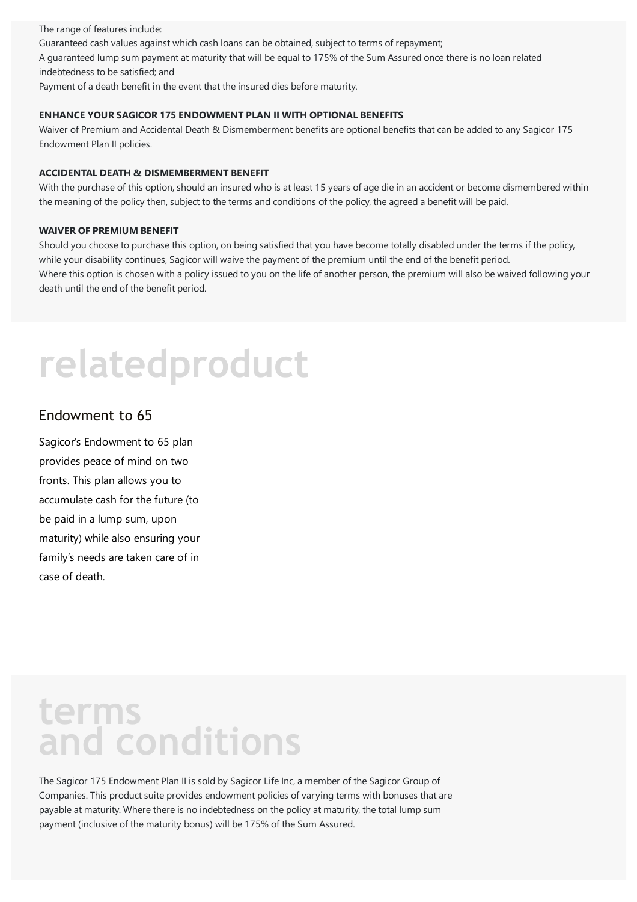The range of features include:

Guaranteed cash values against which cash loans can be obtained, subject to terms of repayment;

A guaranteed lump sum payment at maturity that will be equal to 175% of the Sum Assured once there is no loan related indebtedness to be satisfied; and

Payment of a death benefit in the event that the insured dies before maturity.

**ENHANCE YOUR SAGICOR 175 ENDOWMENT PLAN II WITH OPTIONAL BENEFITS**

Waiver of Premium and Accidental Death & Dismemberment benefits are optional benefits that can be added to any Sagicor 175 Endowment Plan II policies.

**ACCIDENTAL DEATH & DISMEMBERMENT BENEFIT**

With the purchase of this option, should an insured who is at least 15 years of age die in an accident or become dismembered within the meaning of the policy then, subject to the terms and conditions of the policy, the agreed a benefit will be paid.

**WAIVER OF PREMIUM BENEFIT**

Should you choose to purchase this option, on being satisfied that you have become totally disabled under the terms if the policy, while your disability continues, Sagicor will waive the payment of the premium until the end of the benefit period.

Where this option is chosen with a policy issued to you on the life of another person, the premium will also be waived following your death until the end of the benefit period.

# relatedproduct

## Endowment to 65

Sagicor's Endowment to 65 plan provides peace of mind on two fronts. This plan allows you to accumulate cash for the future (to be paid in a lump sum, upon maturity) while also ensuring your family's needs are taken care of in case of death.

# terms and conditions

The Sagicor 175 Endowment Plan II is sold by Sagicor Life Inc, a member of the Sagicor Group of Companies. This product suite provides endowment policies of varying terms with bonuses that are payable at maturity. Where there is no indebtedness on the policy at maturity, the total lump sum payment (inclusive of the maturity bonus) will be 175% of the Sum Assured.